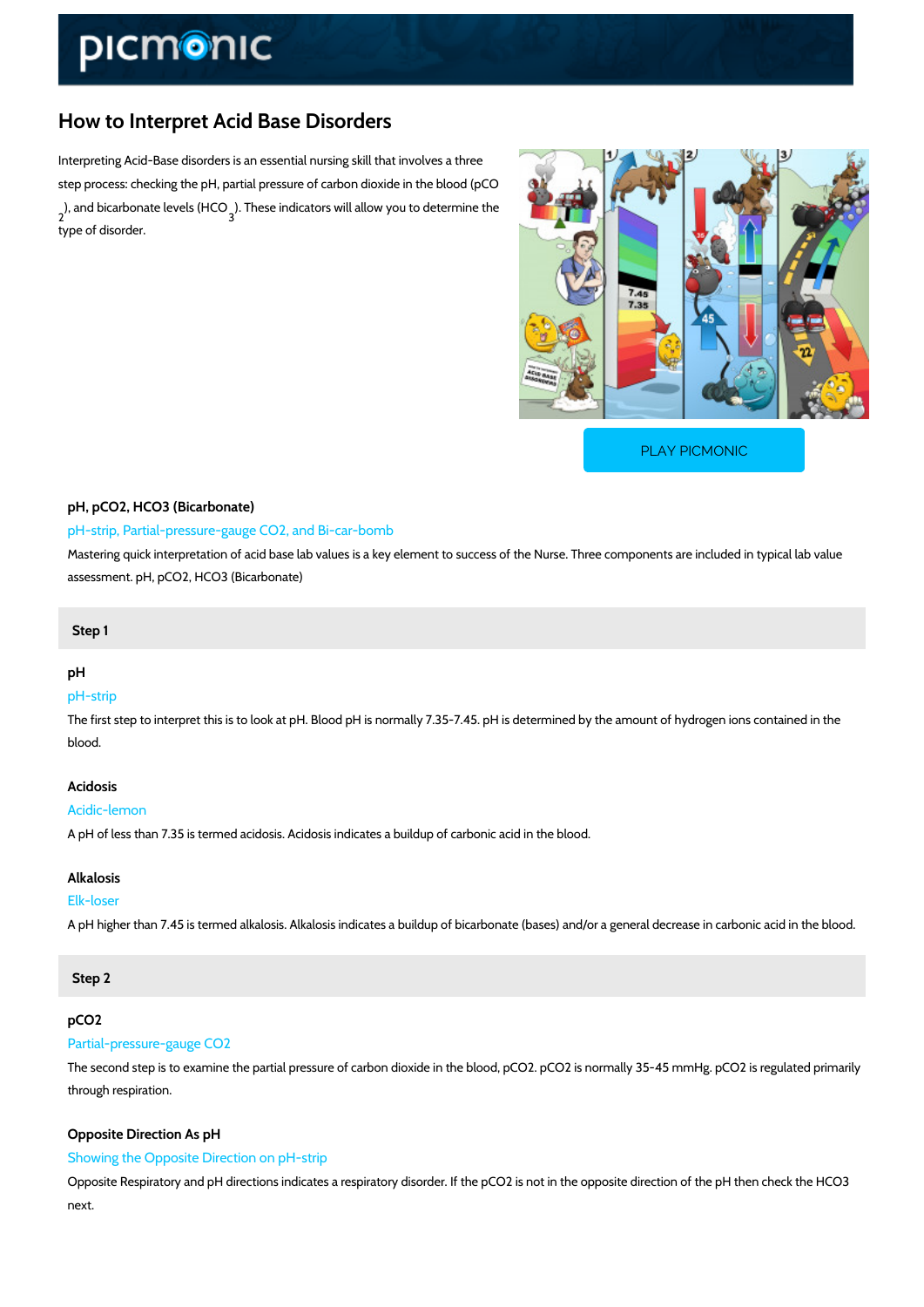# How to Interpret Acid Base Disorders

Interpreting Acid-Base disorders is an essential nursing skill that involves a three step process: checking the pH, partial pressure of carbon dioxide in the blood ($pCO_2$), and bicarbonate levels ($HCO_3$). These indicators will allow you to determine the type of disorder.

PLAY PICMONIC

### pH, pCO2, HCO3 (Bicarbonate)

pH-strip, Partial-pressure-gauge CO2, and Bi-car-bomb

Mastering quick interpretation of acid base lab values is a key element to success of the Nurse. Three components are included in typical lab value assessment. pH, pCO2, HCO3 (Bicarbonate)

## Step 1

### pH

pH-strip

The first step to interpret this is to look at pH. Blood pH is normally 7.35-7.45. pH is determined by the amount of hydrogen ions contained in the blood.

### Acidosis

Acidic-lemon

A pH of less than 7.35 is termed acidosis. Acidosis indicates a buildup of carbonic acid in the blood.

### Alkalosis

Elk-loser

A pH higher than 7.45 is termed alkalosis. Alkalosis indicates a buildup of bicarbonate (bases) and/or a general decrease in carbonic acid in the blood.

## Step 2

### pCO2

Partial-pressure-gauge CO2

The second step is to examine the partial pressure of carbon dioxide in the blood, pCO2. pCO2 is normally 35-45 mmHg. pCO2 is regulated primarily through respiration.

### Opposite Direction As pH

Showing the Opposite Direction on pH-strip

Opposite Respiratory and pH directions indicates a respiratory disorder. If the pCO2 is not in the opposite direction of the pH then check the HCO3 next.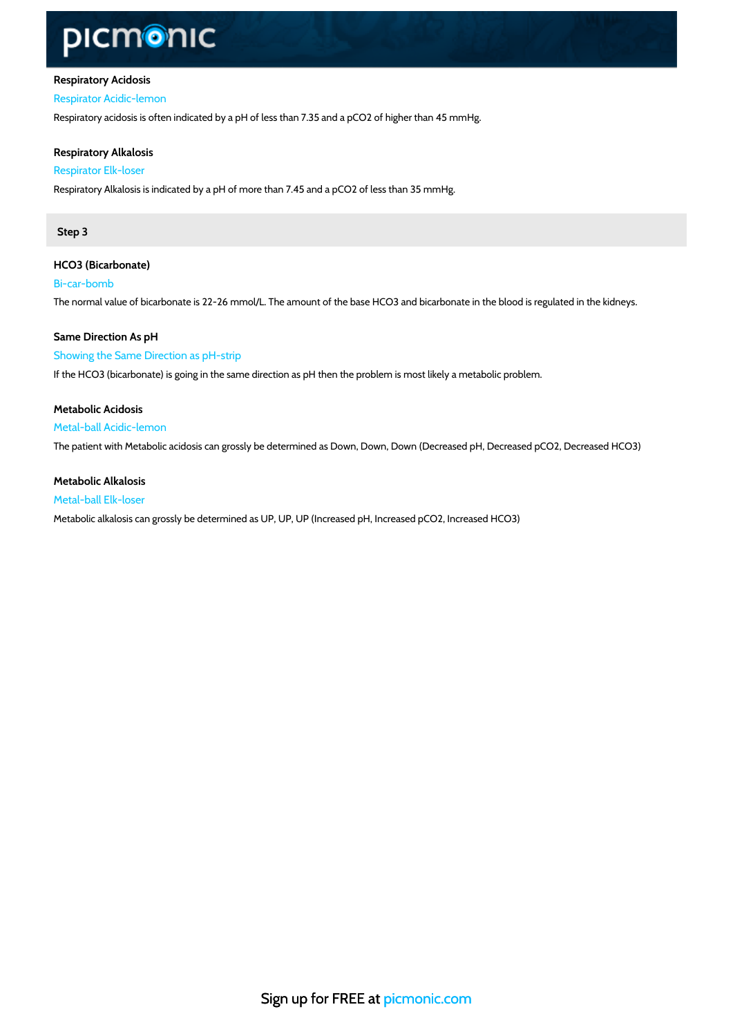### Respiratory Acidosis

Respirator Acidic-lemon

Respiratory acidosis is often indicated by a pH of less than 7.35 and a $pCO_2$ of higher than 45 mmHg.

### Respiratory Alkalosis

Respirator Elk-loser

Respiratory Alkalosis is indicated by a pH of more than 7.45 and a $pCO_2$ of less than 35 mmHg.

## Step 3

### $HCO_3$ (Bicarbonate)

Bi-car-bomb

The normal value of bicarbonate is 22-26 mmol/L. The amount of the base $HCO_3$ and bicarbonate in the blood is regulated in the kidneys.

### Same Direction As pH

Showing the Same Direction as pH-strip

If the $HCO_3$ (bicarbonate) is going in the same direction as pH then the problem is most likely a metabolic problem.

### Metabolic Acidosis

Metal-ball Acidic-lemon

The patient with Metabolic acidosis can grossly be determined as Down, Down, Down (Decreased pH, Decreased $pCO_2$, Decreased $HCO_3$)

### Metabolic Alkalosis

Metal-ball Elk-loser

Metabolic alkalosis can grossly be determined as UP, UP, UP (Increased pH, Increased $pCO_2$, Increased $HCO_3$)